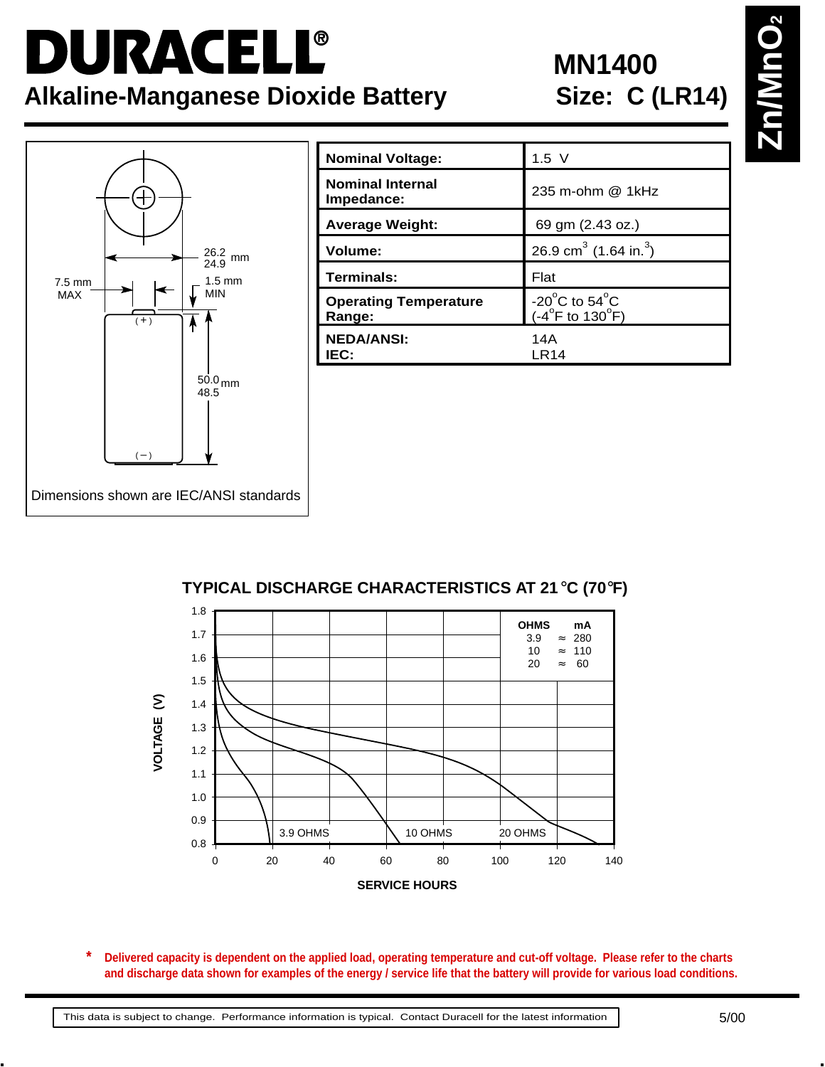# DURACELL®

## Alkaline-Manganese Dioxide Battery

## MN1400
## Size: C (LR14)

$Zn/MnO_2$

Dimensions shown are IEC/ANSI standards

| | |
|---|---|
| **Nominal Voltage:** | 1.5 V |
| **Nominal Internal Impedance:** | 235 m-ohm @ 1kHz |
| **Average Weight:** | 69 gm (2.43 oz.) |
| **Volume:** | 26.9 $cm^3$ (1.64 $in.^3$) |
| **Terminals:** | Flat |
| **Operating Temperature Range:** | -20°C to 54°C (-4°F to 130°F) |
| **NEDA/ANSI:** | 14A |
| **IEC:** | LR14 |

### TYPICAL DISCHARGE CHARACTERISTICS AT 21°C (70°F)

| OHMS | mA |
|---|---|
| 3.9 | ≈ 280 |
| 10 | ≈ 110 |
| 20 | ≈ 60 |

\* **Delivered capacity is dependent on the applied load, operating temperature and cut-off voltage. Please refer to the charts and discharge data shown for examples of the energy / service life that the battery will provide for various load conditions.**

This data is subject to change. Performance information is typical. Contact Duracell for the latest information

5/00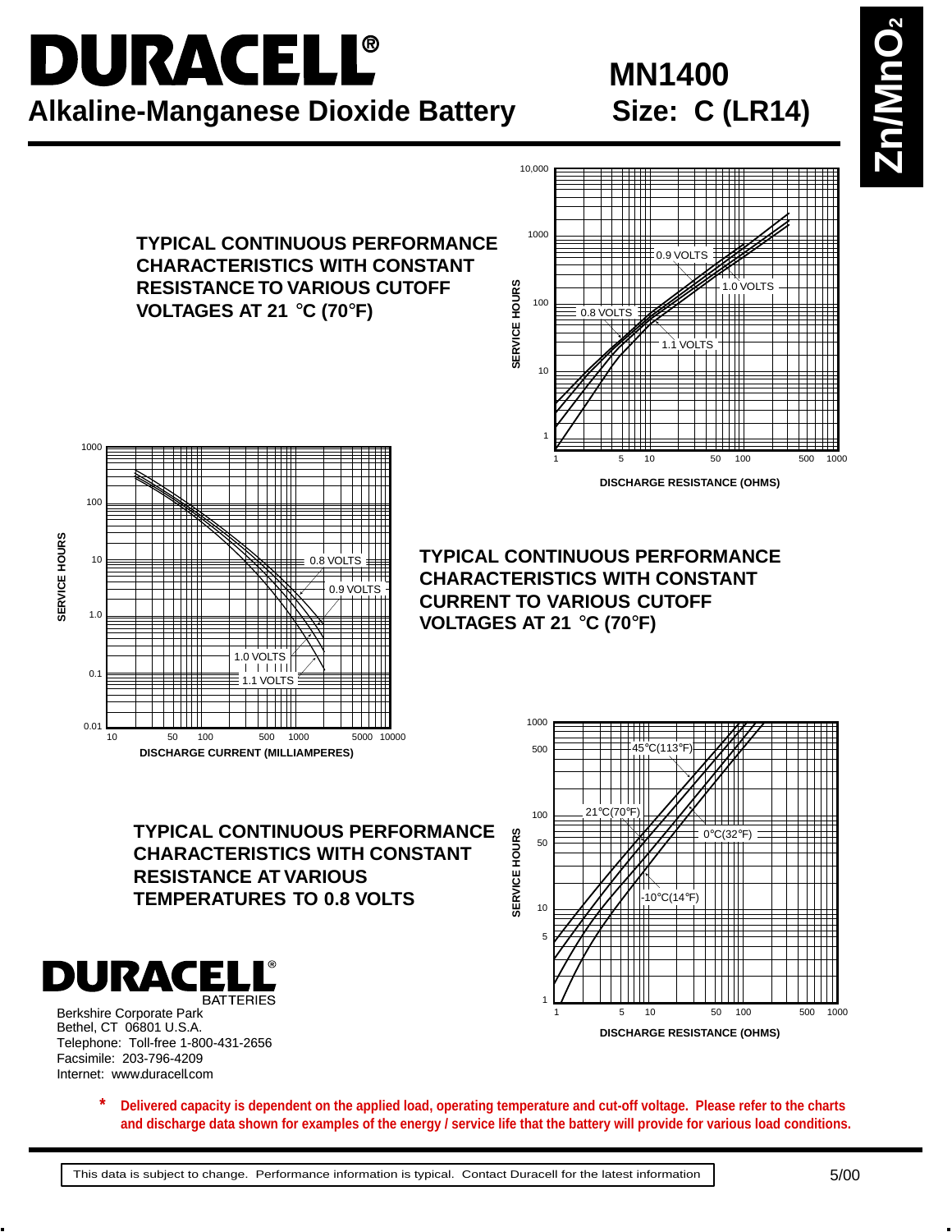# DURACELL®

## Alkaline-Manganese Dioxide Battery

## MN1400

## Size: C (LR14)

$Zn/MnO_2$

**TYPICAL CONTINUOUS PERFORMANCE CHARACTERISTICS WITH CONSTANT RESISTANCE TO VARIOUS CUTOFF VOLTAGES AT 21 °C (70°F)**

SERVICE HOURS
10,000
1000
100
10
1
0.9 VOLTS
1.0 VOLTS
0.8 VOLTS
1.1 VOLTS
1 5 10 50 100 500 1000
DISCHARGE RESISTANCE (OHMS)

**TYPICAL CONTINUOUS PERFORMANCE CHARACTERISTICS WITH CONSTANT CURRENT TO VARIOUS CUTOFF VOLTAGES AT 21 °C (70°F)**

SERVICE HOURS
1000
100
10
1.0
0.1
0.01
0.8 VOLTS
0.9 VOLTS
1.0 VOLTS
1.1 VOLTS
10 50 100 500 1000 5000 10000
DISCHARGE CURRENT (MILLIAMPERES)

**TYPICAL CONTINUOUS PERFORMANCE CHARACTERISTICS WITH CONSTANT RESISTANCE AT VARIOUS TEMPERATURES TO 0.8 VOLTS**

SERVICE HOURS
1000
500
100
50
10
5
1
45°C(113°F)
21°C(70°F)
0°C(32°F)
-10°C(14°F)
1 5 10 50 100 500 1000
DISCHARGE RESISTANCE (OHMS)

DURACELL® BATTERIES

Berkshire Corporate Park
Bethel, CT 06801 U.S.A.
Telephone: Toll-free 1-800-431-2656
Facsimile: 203-796-4209
Internet: www.duracell.com

\* **Delivered capacity is dependent on the applied load, operating temperature and cut-off voltage. Please refer to the charts and discharge data shown for examples of the energy / service life that the battery will provide for various load conditions.**

This data is subject to change. Performance information is typical. Contact Duracell for the latest information

5/00